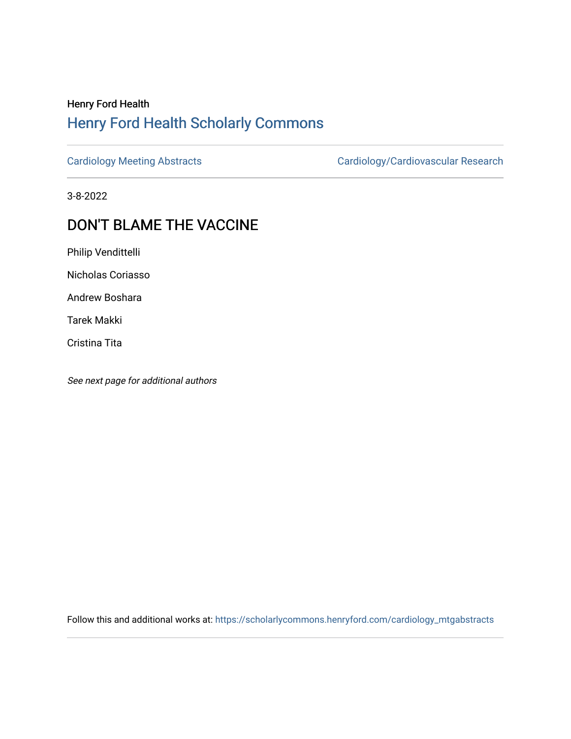Henry Ford Health

## Henry Ford Health Scholarly Commons

Cardiology Meeting Abstracts | Cardiology/Cardiovascular Research

3-8-2022

# DON'T BLAME THE VACCINE

Philip Vendittelli

Nicholas Coriasso

Andrew Boshara

Tarek Makki

Cristina Tita

*See next page for additional authors*

Follow this and additional works at: https://scholarlycommons.henryford.com/cardiology_mtgabstracts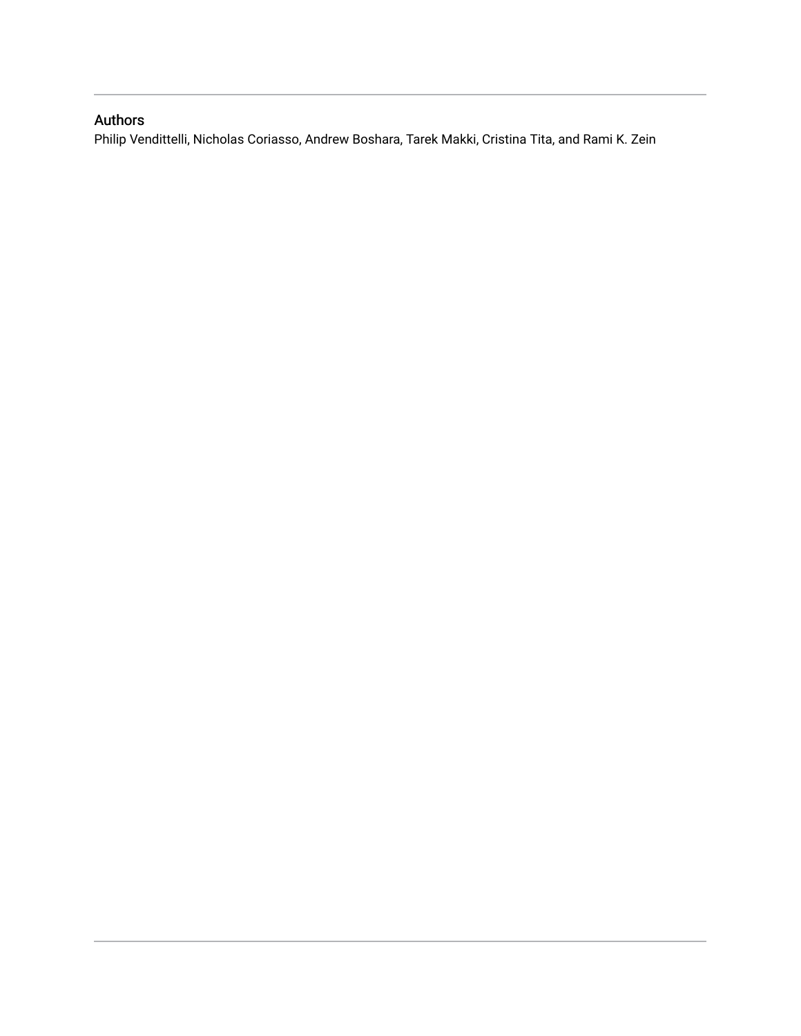## Authors

Philip Vendittelli, Nicholas Coriasso, Andrew Boshara, Tarek Makki, Cristina Tita, and Rami K. Zein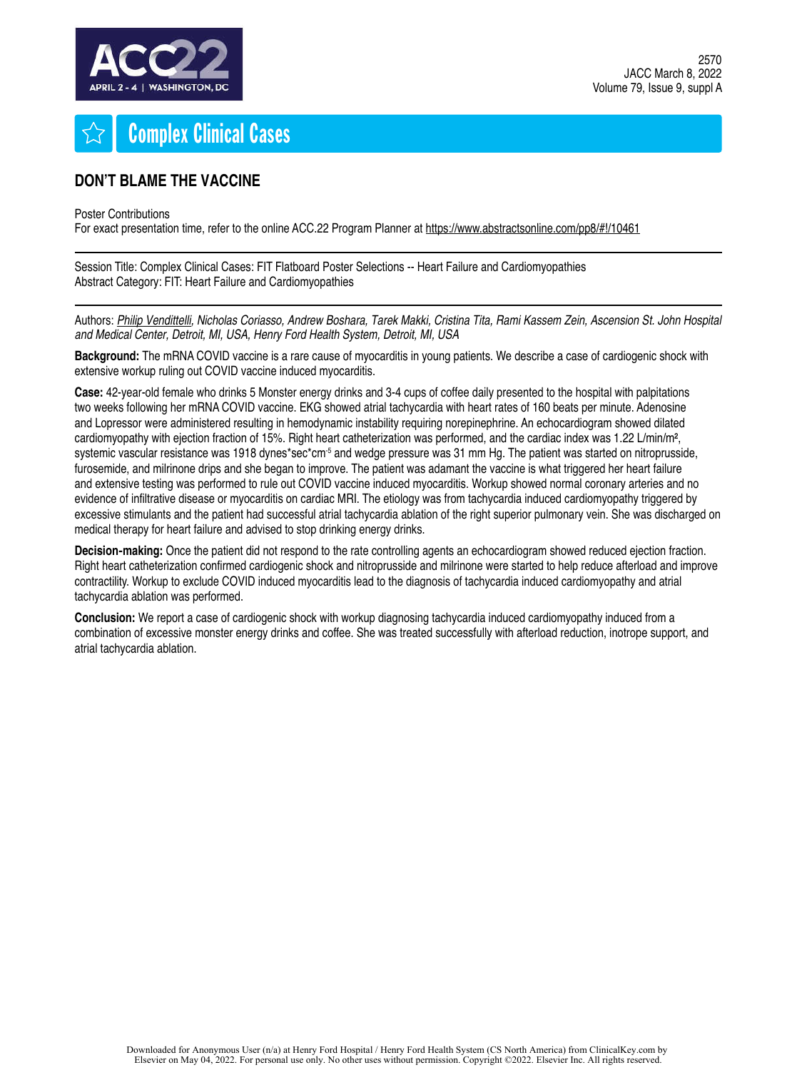## Complex Clinical Cases

# DON'T BLAME THE VACCINE

Poster Contributions
For exact presentation time, refer to the online ACC.22 Program Planner at https://www.abstractsonline.com/pp8/#!/10461

---

Session Title: Complex Clinical Cases: FIT Flatboard Poster Selections -- Heart Failure and Cardiomyopathies
Abstract Category: FIT: Heart Failure and Cardiomyopathies

---

Authors: *Philip Vendittelli, Nicholas Coriasso, Andrew Boshara, Tarek Makki, Cristina Tita, Rami Kassem Zein, Ascension St. John Hospital and Medical Center, Detroit, MI, USA, Henry Ford Health System, Detroit, MI, USA*

**Background:** The mRNA COVID vaccine is a rare cause of myocarditis in young patients. We describe a case of cardiogenic shock with extensive workup ruling out COVID vaccine induced myocarditis.

**Case:** 42-year-old female who drinks 5 Monster energy drinks and 3-4 cups of coffee daily presented to the hospital with palpitations two weeks following her mRNA COVID vaccine. EKG showed atrial tachycardia with heart rates of 160 beats per minute. Adenosine and Lopressor were administered resulting in hemodynamic instability requiring norepinephrine. An echocardiogram showed dilated cardiomyopathy with ejection fraction of 15%. Right heart catheterization was performed, and the cardiac index was 1.22 L/min/m², systemic vascular resistance was 1918 dynes*sec*cm$^{-5}$ and wedge pressure was 31 mm Hg. The patient was started on nitroprusside, furosemide, and milrinone drips and she began to improve. The patient was adamant the vaccine is what triggered her heart failure and extensive testing was performed to rule out COVID vaccine induced myocarditis. Workup showed normal coronary arteries and no evidence of infiltrative disease or myocarditis on cardiac MRI. The etiology was from tachycardia induced cardiomyopathy triggered by excessive stimulants and the patient had successful atrial tachycardia ablation of the right superior pulmonary vein. She was discharged on medical therapy for heart failure and advised to stop drinking energy drinks.

**Decision-making:** Once the patient did not respond to the rate controlling agents an echocardiogram showed reduced ejection fraction. Right heart catheterization confirmed cardiogenic shock and nitroprusside and milrinone were started to help reduce afterload and improve contractility. Workup to exclude COVID induced myocarditis lead to the diagnosis of tachycardia induced cardiomyopathy and atrial tachycardia ablation was performed.

**Conclusion:** We report a case of cardiogenic shock with workup diagnosing tachycardia induced cardiomyopathy induced from a combination of excessive monster energy drinks and coffee. She was treated successfully with afterload reduction, inotrope support, and atrial tachycardia ablation.